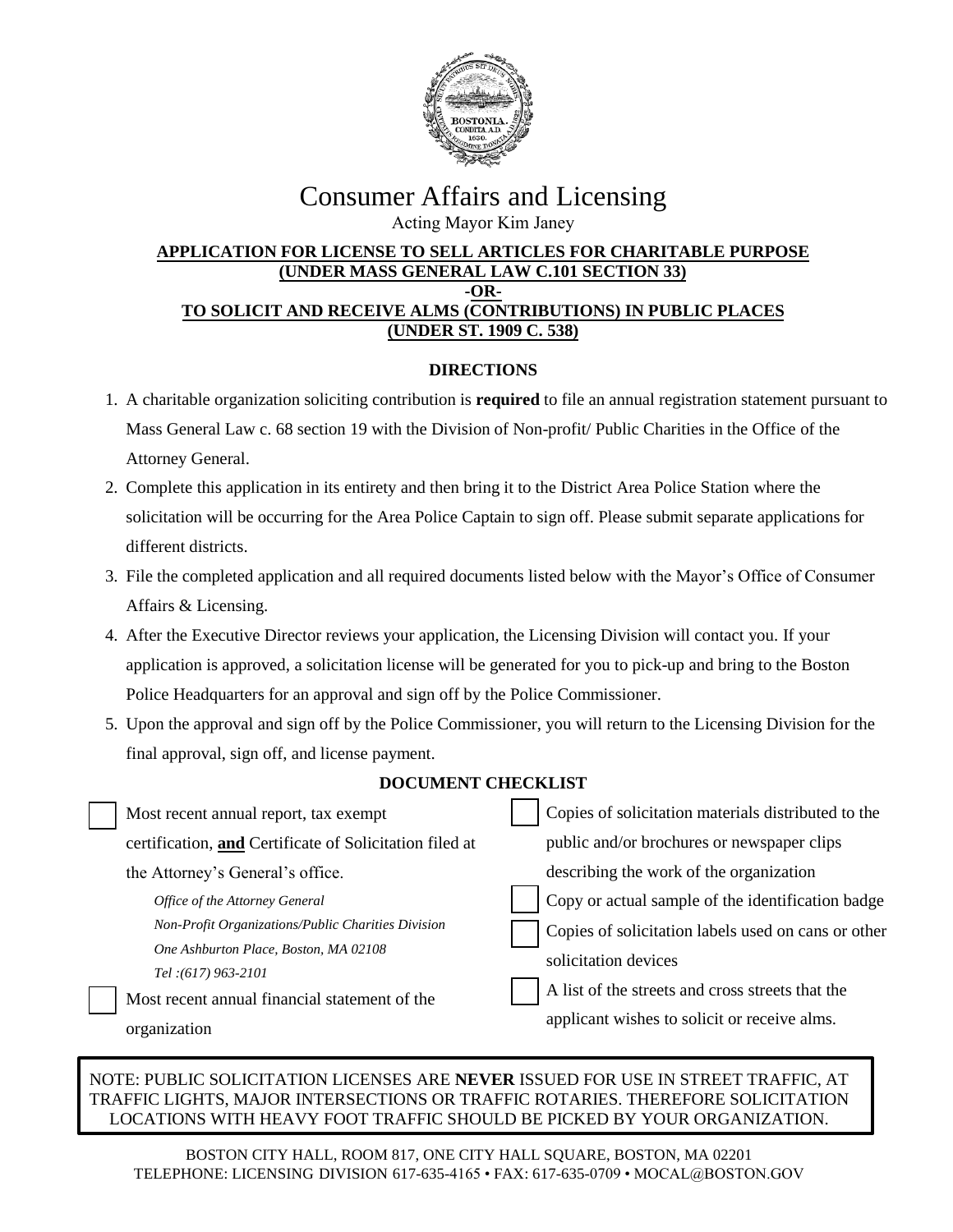# Consumer Affairs and Licensing

Acting Mayor Kim Janey

**APPLICATION FOR LICENSE TO SELL ARTICLES FOR CHARITABLE PURPOSE (UNDER MASS GENERAL LAW C.101 SECTION 33)**

**-OR-**

**TO SOLICIT AND RECEIVE ALMS (CONTRIBUTIONS) IN PUBLIC PLACES (UNDER ST. 1909 C. 538)**

## DIRECTIONS

1. A charitable organization soliciting contribution is **required** to file an annual registration statement pursuant to Mass General Law c. 68 section 19 with the Division of Non-profit/ Public Charities in the Office of the Attorney General.
2. Complete this application in its entirety and then bring it to the District Area Police Station where the solicitation will be occurring for the Area Police Captain to sign off. Please submit separate applications for different districts.
3. File the completed application and all required documents listed below with the Mayor's Office of Consumer Affairs & Licensing.
4. After the Executive Director reviews your application, the Licensing Division will contact you. If your application is approved, a solicitation license will be generated for you to pick-up and bring to the Boston Police Headquarters for an approval and sign off by the Police Commissioner.
5. Upon the approval and sign off by the Police Commissioner, you will return to the Licensing Division for the final approval, sign off, and license payment.

## DOCUMENT CHECKLIST

- [ ] Most recent annual report, tax exempt certification, **and** Certificate of Solicitation filed at the Attorney's General's office.

  *Office of the Attorney General*
  *Non-Profit Organizations/Public Charities Division*
  *One Ashburton Place, Boston, MA 02108*
  *Tel :(617) 963-2101*

- [ ] Most recent annual financial statement of the organization
- [ ] Copies of solicitation materials distributed to the public and/or brochures or newspaper clips describing the work of the organization
- [ ] Copy or actual sample of the identification badge
- [ ] Copies of solicitation labels used on cans or other solicitation devices
- [ ] A list of the streets and cross streets that the applicant wishes to solicit or receive alms.

NOTE: PUBLIC SOLICITATION LICENSES ARE **NEVER** ISSUED FOR USE IN STREET TRAFFIC, AT TRAFFIC LIGHTS, MAJOR INTERSECTIONS OR TRAFFIC ROTARIES. THEREFORE SOLICITATION LOCATIONS WITH HEAVY FOOT TRAFFIC SHOULD BE PICKED BY YOUR ORGANIZATION.

BOSTON CITY HALL, ROOM 817, ONE CITY HALL SQUARE, BOSTON, MA 02201
TELEPHONE: LICENSING DIVISION 617-635-4165 • FAX: 617-635-0709 • MOCAL@BOSTON.GOV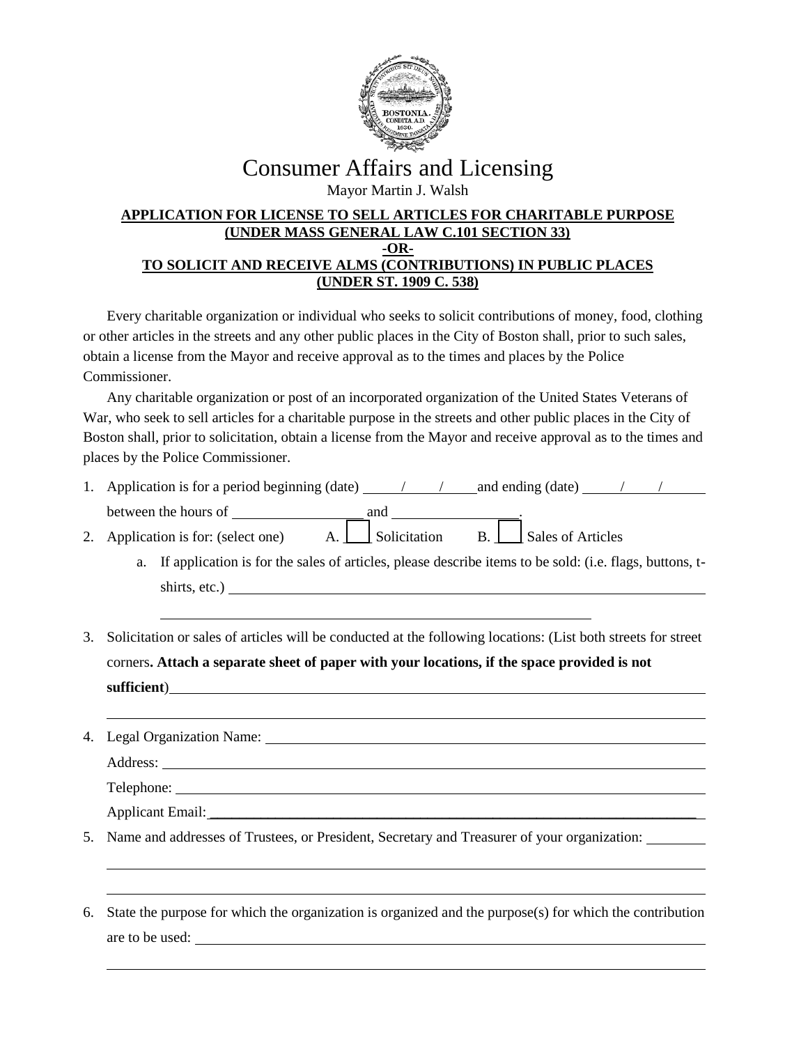# Consumer Affairs and Licensing

Mayor Martin J. Walsh

**APPLICATION FOR LICENSE TO SELL ARTICLES FOR CHARITABLE PURPOSE (UNDER MASS GENERAL LAW C.101 SECTION 33)**

**-OR-**

**TO SOLICIT AND RECEIVE ALMS (CONTRIBUTIONS) IN PUBLIC PLACES (UNDER ST. 1909 C. 538)**

Every charitable organization or individual who seeks to solicit contributions of money, food, clothing or other articles in the streets and any other public places in the City of Boston shall, prior to such sales, obtain a license from the Mayor and receive approval as to the times and places by the Police Commissioner.

Any charitable organization or post of an incorporated organization of the United States Veterans of War, who seek to sell articles for a charitable purpose in the streets and other public places in the City of Boston shall, prior to solicitation, obtain a license from the Mayor and receive approval as to the times and places by the Police Commissioner.

1. Application is for a period beginning (date) ____/____/____ and ending (date) ____/____/____ between the hours of __________ and __________.
2. Application is for: (select one) A. ☐ Solicitation B. ☐ Sales of Articles
   a. If application is for the sales of articles, please describe items to be sold: (i.e. flags, buttons, t-shirts, etc.) ____________________
3. Solicitation or sales of articles will be conducted at the following locations: (List both streets for street corners**. Attach a separate sheet of paper with your locations, if the space provided is not sufficient**) ____________________
4. Legal Organization Name: ____________________
   Address: ____________________
   Telephone: ____________________
   Applicant Email: ____________________
5. Name and addresses of Trustees, or President, Secretary and Treasurer of your organization: ____________________
6. State the purpose for which the organization is organized and the purpose(s) for which the contribution are to be used: ____________________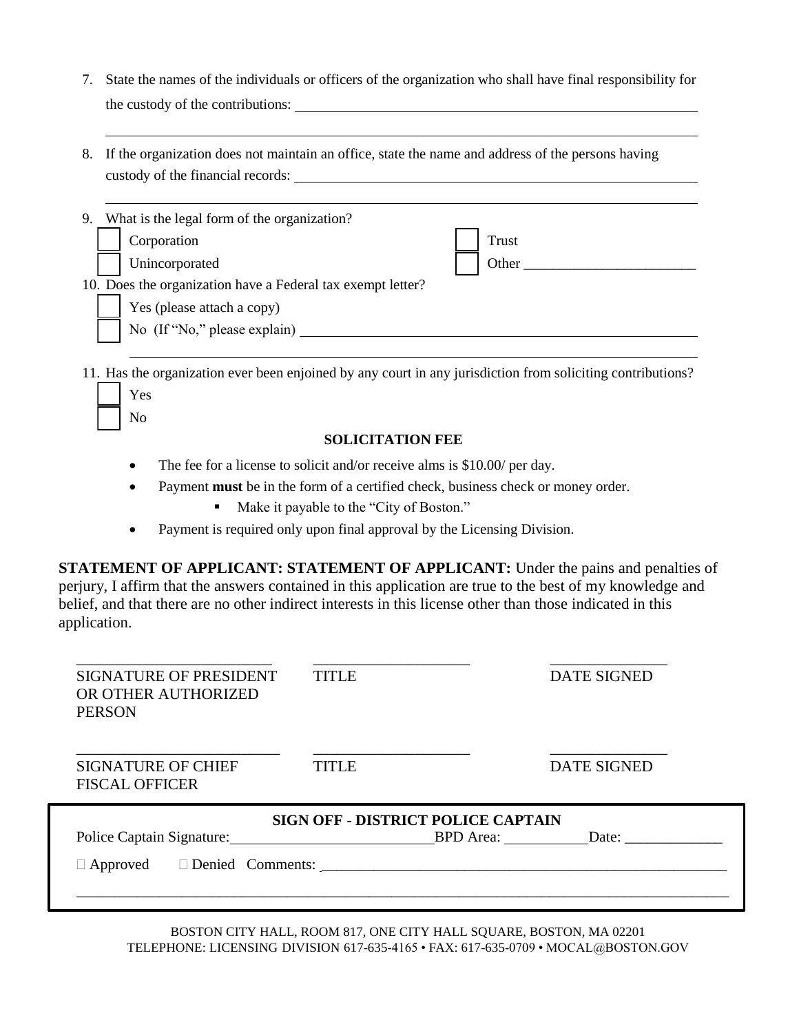7. State the names of the individuals or officers of the organization who shall have final responsibility for the custody of the contributions: ______________________________

   ______________________________

8. If the organization does not maintain an office, state the name and address of the persons having custody of the financial records: ______________________________

   ______________________________

9. What is the legal form of the organization?

   ☐ Corporation ☐ Trust

   ☐ Unincorporated ☐ Other ________________________

10. Does the organization have a Federal tax exempt letter?

    ☐ Yes (please attach a copy)

    ☐ No (If "No," please explain) ______________________________

    ______________________________

11. Has the organization ever been enjoined by any court in any jurisdiction from soliciting contributions?

    ☐ Yes

    ☐ No

**SOLICITATION FEE**

- The fee for a license to solicit and/or receive alms is $10.00/ per day.
- Payment **must** be in the form of a certified check, business check or money order.
  - Make it payable to the "City of Boston."
- Payment is required only upon final approval by the Licensing Division.

**STATEMENT OF APPLICANT: STATEMENT OF APPLICANT:** Under the pains and penalties of perjury, I affirm that the answers contained in this application are true to the best of my knowledge and belief, and that there are no other indirect interests in this license other than those indicated in this application.

| | | |
|---|---|---|
| ________________________ | ____________________ | _______________ |
| SIGNATURE OF PRESIDENT OR OTHER AUTHORIZED PERSON | TITLE | DATE SIGNED |
| ________________________ | ____________________ | _______________ |
| SIGNATURE OF CHIEF FISCAL OFFICER | TITLE | DATE SIGNED |

**SIGN OFF - DISTRICT POLICE CAPTAIN**

Police Captain Signature: ________________________ BPD Area: ___________ Date: _____________

☐ Approved ☐ Denied Comments: ______________________________

______________________________

BOSTON CITY HALL, ROOM 817, ONE CITY HALL SQUARE, BOSTON, MA 02201
TELEPHONE: LICENSING DIVISION 617-635-4165 • FAX: 617-635-0709 • MOCAL@BOSTON.GOV